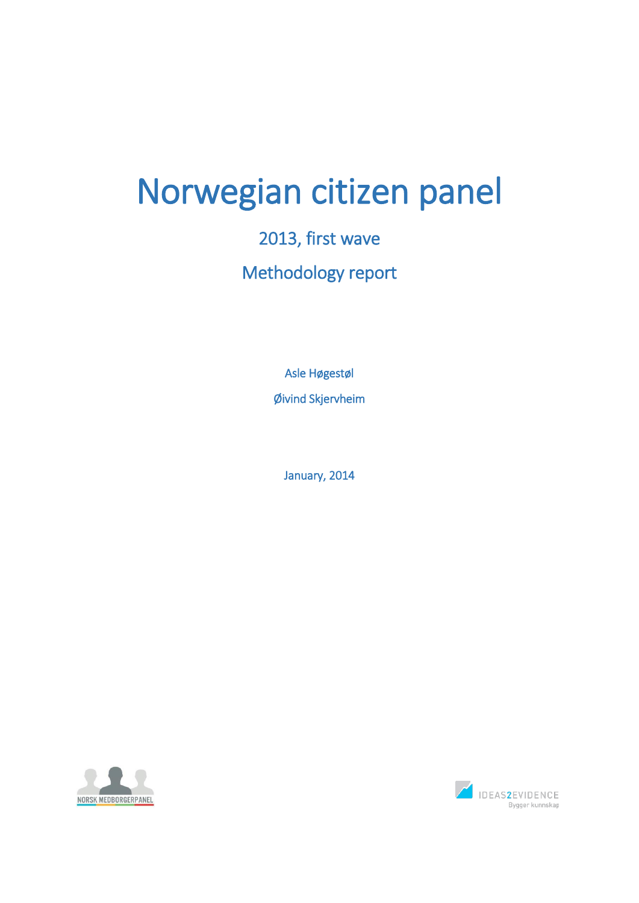# Norwegian citizen panel

## 2013, first wave

## Methodology report

Asle Høgestøl

Øivind Skjervheim

January, 2014

NORSK MEDBORGERPANEL

IDEAS2EVIDENCE
Bygger kunnskap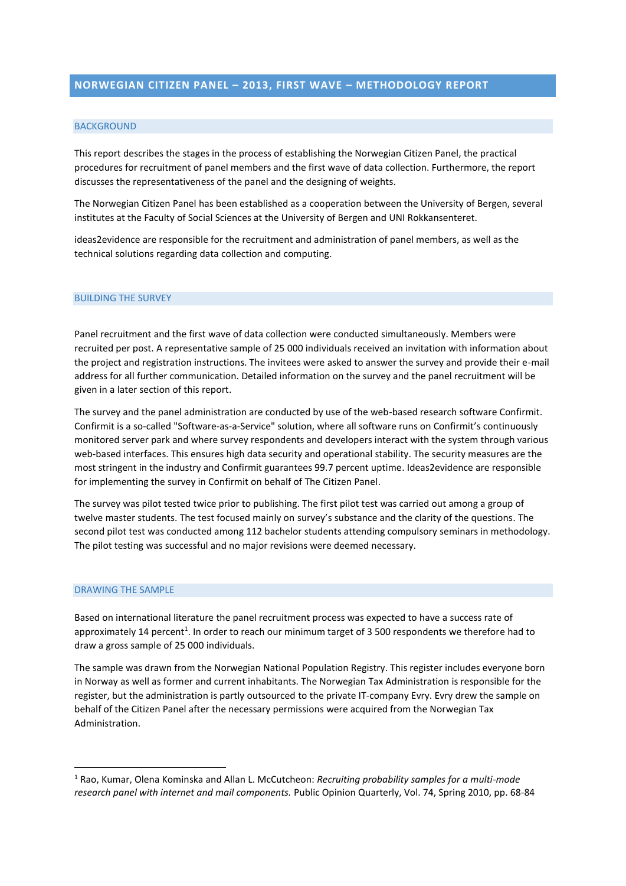# NORWEGIAN CITIZEN PANEL – 2013, FIRST WAVE – METHODOLOGY REPORT

## BACKGROUND

This report describes the stages in the process of establishing the Norwegian Citizen Panel, the practical procedures for recruitment of panel members and the first wave of data collection. Furthermore, the report discusses the representativeness of the panel and the designing of weights.

The Norwegian Citizen Panel has been established as a cooperation between the University of Bergen, several institutes at the Faculty of Social Sciences at the University of Bergen and UNI Rokkansenteret.

ideas2evidence are responsible for the recruitment and administration of panel members, as well as the technical solutions regarding data collection and computing.

## BUILDING THE SURVEY

Panel recruitment and the first wave of data collection were conducted simultaneously. Members were recruited per post. A representative sample of 25 000 individuals received an invitation with information about the project and registration instructions. The invitees were asked to answer the survey and provide their e-mail address for all further communication. Detailed information on the survey and the panel recruitment will be given in a later section of this report.

The survey and the panel administration are conducted by use of the web-based research software Confirmit. Confirmit is a so-called "Software-as-a-Service" solution, where all software runs on Confirmit's continuously monitored server park and where survey respondents and developers interact with the system through various web-based interfaces. This ensures high data security and operational stability. The security measures are the most stringent in the industry and Confirmit guarantees 99.7 percent uptime. Ideas2evidence are responsible for implementing the survey in Confirmit on behalf of The Citizen Panel.

The survey was pilot tested twice prior to publishing. The first pilot test was carried out among a group of twelve master students. The test focused mainly on survey's substance and the clarity of the questions. The second pilot test was conducted among 112 bachelor students attending compulsory seminars in methodology. The pilot testing was successful and no major revisions were deemed necessary.

## DRAWING THE SAMPLE

Based on international literature the panel recruitment process was expected to have a success rate of approximately 14 percent[1]. In order to reach our minimum target of 3 500 respondents we therefore had to draw a gross sample of 25 000 individuals.

The sample was drawn from the Norwegian National Population Registry. This register includes everyone born in Norway as well as former and current inhabitants. The Norwegian Tax Administration is responsible for the register, but the administration is partly outsourced to the private IT-company Evry. Evry drew the sample on behalf of the Citizen Panel after the necessary permissions were acquired from the Norwegian Tax Administration.

---

[1] Rao, Kumar, Olena Kominska and Allan L. McCutcheon: *Recruiting probability samples for a multi-mode research panel with internet and mail components.* Public Opinion Quarterly, Vol. 74, Spring 2010, pp. 68-84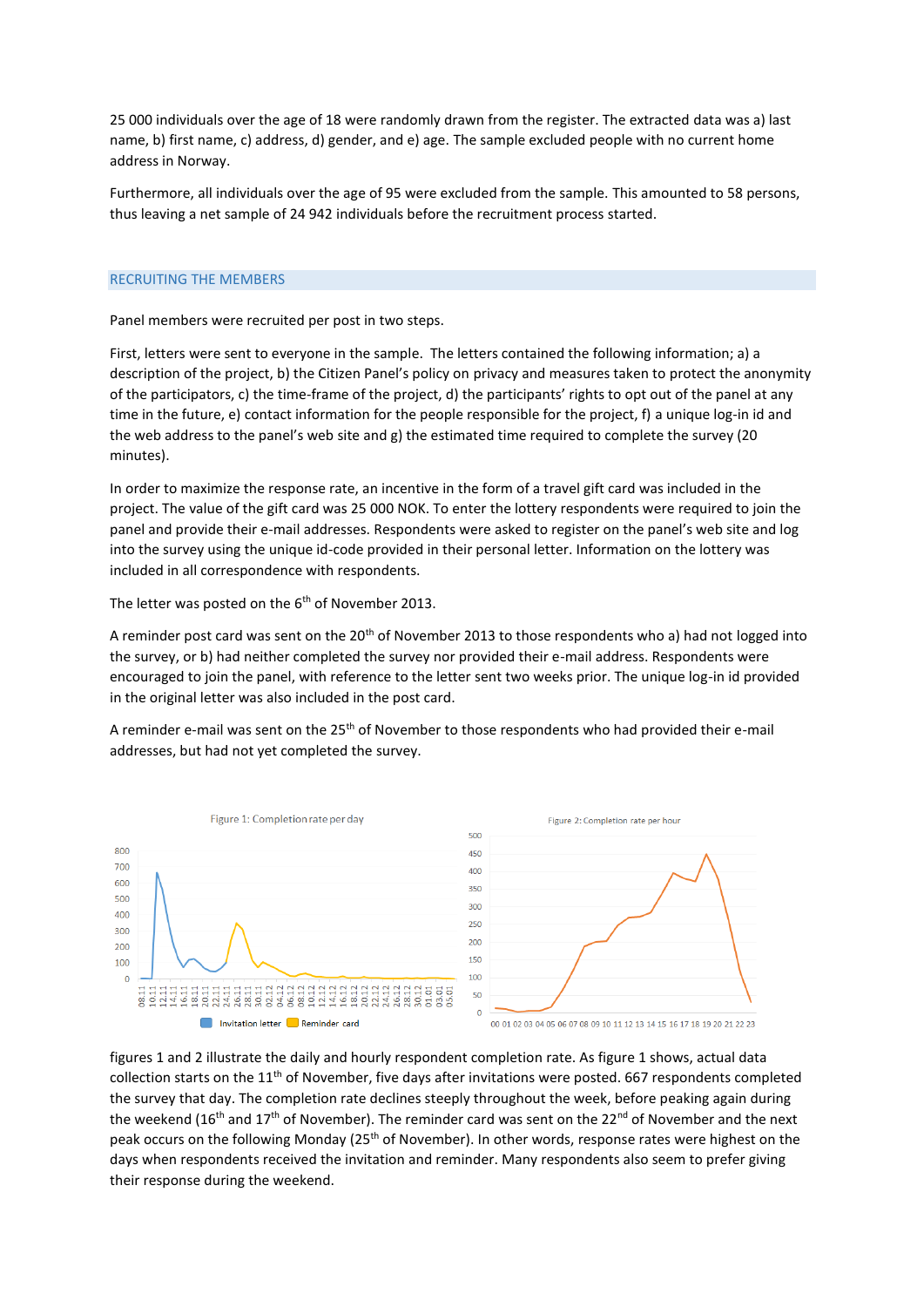25 000 individuals over the age of 18 were randomly drawn from the register. The extracted data was a) last name, b) first name, c) address, d) gender, and e) age. The sample excluded people with no current home address in Norway.

Furthermore, all individuals over the age of 95 were excluded from the sample. This amounted to 58 persons, thus leaving a net sample of 24 942 individuals before the recruitment process started.

## RECRUITING THE MEMBERS

Panel members were recruited per post in two steps.

First, letters were sent to everyone in the sample. The letters contained the following information; a) a description of the project, b) the Citizen Panel's policy on privacy and measures taken to protect the anonymity of the participators, c) the time-frame of the project, d) the participants' rights to opt out of the panel at any time in the future, e) contact information for the people responsible for the project, f) a unique log-in id and the web address to the panel's web site and g) the estimated time required to complete the survey (20 minutes).

In order to maximize the response rate, an incentive in the form of a travel gift card was included in the project. The value of the gift card was 25 000 NOK. To enter the lottery respondents were required to join the panel and provide their e-mail addresses. Respondents were asked to register on the panel's web site and log into the survey using the unique id-code provided in their personal letter. Information on the lottery was included in all correspondence with respondents.

The letter was posted on the 6th of November 2013.

A reminder post card was sent on the 20th of November 2013 to those respondents who a) had not logged into the survey, or b) had neither completed the survey nor provided their e-mail address. Respondents were encouraged to join the panel, with reference to the letter sent two weeks prior. The unique log-in id provided in the original letter was also included in the post card.

A reminder e-mail was sent on the 25th of November to those respondents who had provided their e-mail addresses, but had not yet completed the survey.

Figure 1: Completion rate per day

Figure 2: Completion rate per hour

figures 1 and 2 illustrate the daily and hourly respondent completion rate. As figure 1 shows, actual data collection starts on the 11th of November, five days after invitations were posted. 667 respondents completed the survey that day. The completion rate declines steeply throughout the week, before peaking again during the weekend (16th and 17th of November). The reminder card was sent on the 22nd of November and the next peak occurs on the following Monday (25th of November). In other words, response rates were highest on the days when respondents received the invitation and reminder. Many respondents also seem to prefer giving their response during the weekend.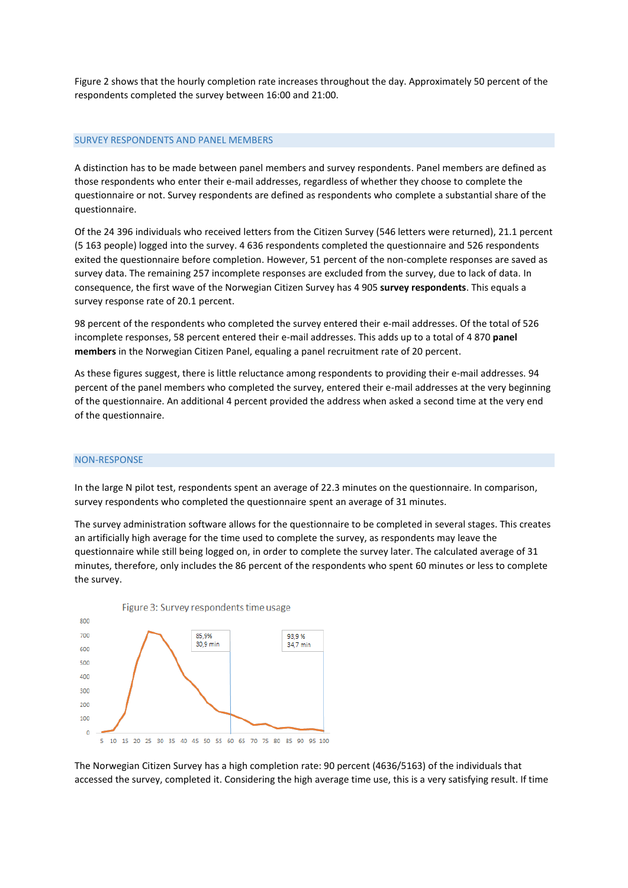Figure 2 shows that the hourly completion rate increases throughout the day. Approximately 50 percent of the respondents completed the survey between 16:00 and 21:00.

## SURVEY RESPONDENTS AND PANEL MEMBERS

A distinction has to be made between panel members and survey respondents. Panel members are defined as those respondents who enter their e-mail addresses, regardless of whether they choose to complete the questionnaire or not. Survey respondents are defined as respondents who complete a substantial share of the questionnaire.

Of the 24 396 individuals who received letters from the Citizen Survey (546 letters were returned), 21.1 percent (5 163 people) logged into the survey. 4 636 respondents completed the questionnaire and 526 respondents exited the questionnaire before completion. However, 51 percent of the non-complete responses are saved as survey data. The remaining 257 incomplete responses are excluded from the survey, due to lack of data. In consequence, the first wave of the Norwegian Citizen Survey has 4 905 **survey respondents**. This equals a survey response rate of 20.1 percent.

98 percent of the respondents who completed the survey entered their e-mail addresses. Of the total of 526 incomplete responses, 58 percent entered their e-mail addresses. This adds up to a total of 4 870 **panel members** in the Norwegian Citizen Panel, equaling a panel recruitment rate of 20 percent.

As these figures suggest, there is little reluctance among respondents to providing their e-mail addresses. 94 percent of the panel members who completed the survey, entered their e-mail addresses at the very beginning of the questionnaire. An additional 4 percent provided the address when asked a second time at the very end of the questionnaire.

## NON-RESPONSE

In the large N pilot test, respondents spent an average of 22.3 minutes on the questionnaire. In comparison, survey respondents who completed the questionnaire spent an average of 31 minutes.

The survey administration software allows for the questionnaire to be completed in several stages. This creates an artificially high average for the time used to complete the survey, as respondents may leave the questionnaire while still being logged on, in order to complete the survey later. The calculated average of 31 minutes, therefore, only includes the 86 percent of the respondents who spent 60 minutes or less to complete the survey.

Figure 3: Survey respondents time usage

The Norwegian Citizen Survey has a high completion rate: 90 percent (4636/5163) of the individuals that accessed the survey, completed it. Considering the high average time use, this is a very satisfying result. If time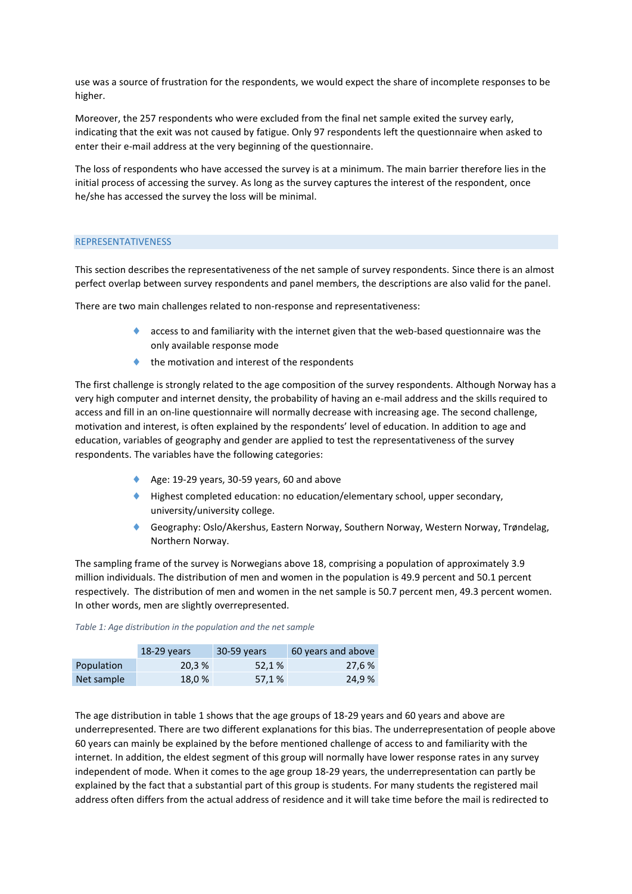use was a source of frustration for the respondents, we would expect the share of incomplete responses to be higher.

Moreover, the 257 respondents who were excluded from the final net sample exited the survey early, indicating that the exit was not caused by fatigue. Only 97 respondents left the questionnaire when asked to enter their e-mail address at the very beginning of the questionnaire.

The loss of respondents who have accessed the survey is at a minimum. The main barrier therefore lies in the initial process of accessing the survey. As long as the survey captures the interest of the respondent, once he/she has accessed the survey the loss will be minimal.

## REPRESENTATIVENESS

This section describes the representativeness of the net sample of survey respondents. Since there is an almost perfect overlap between survey respondents and panel members, the descriptions are also valid for the panel.

There are two main challenges related to non-response and representativeness:

- access to and familiarity with the internet given that the web-based questionnaire was the only available response mode
- the motivation and interest of the respondents

The first challenge is strongly related to the age composition of the survey respondents. Although Norway has a very high computer and internet density, the probability of having an e-mail address and the skills required to access and fill in an on-line questionnaire will normally decrease with increasing age. The second challenge, motivation and interest, is often explained by the respondents' level of education. In addition to age and education, variables of geography and gender are applied to test the representativeness of the survey respondents. The variables have the following categories:

- Age: 19-29 years, 30-59 years, 60 and above
- Highest completed education: no education/elementary school, upper secondary, university/university college.
- Geography: Oslo/Akershus, Eastern Norway, Southern Norway, Western Norway, Trøndelag, Northern Norway.

The sampling frame of the survey is Norwegians above 18, comprising a population of approximately 3.9 million individuals. The distribution of men and women in the population is 49.9 percent and 50.1 percent respectively. The distribution of men and women in the net sample is 50.7 percent men, 49.3 percent women. In other words, men are slightly overrepresented.

*Table 1: Age distribution in the population and the net sample*

| | 18-29 years | 30-59 years | 60 years and above |
|---|---|---|---|
| Population | 20,3 % | 52,1 % | 27,6 % |
| Net sample | 18,0 % | 57,1 % | 24,9 % |

The age distribution in table 1 shows that the age groups of 18-29 years and 60 years and above are underrepresented. There are two different explanations for this bias. The underrepresentation of people above 60 years can mainly be explained by the before mentioned challenge of access to and familiarity with the internet. In addition, the eldest segment of this group will normally have lower response rates in any survey independent of mode. When it comes to the age group 18-29 years, the underrepresentation can partly be explained by the fact that a substantial part of this group is students. For many students the registered mail address often differs from the actual address of residence and it will take time before the mail is redirected to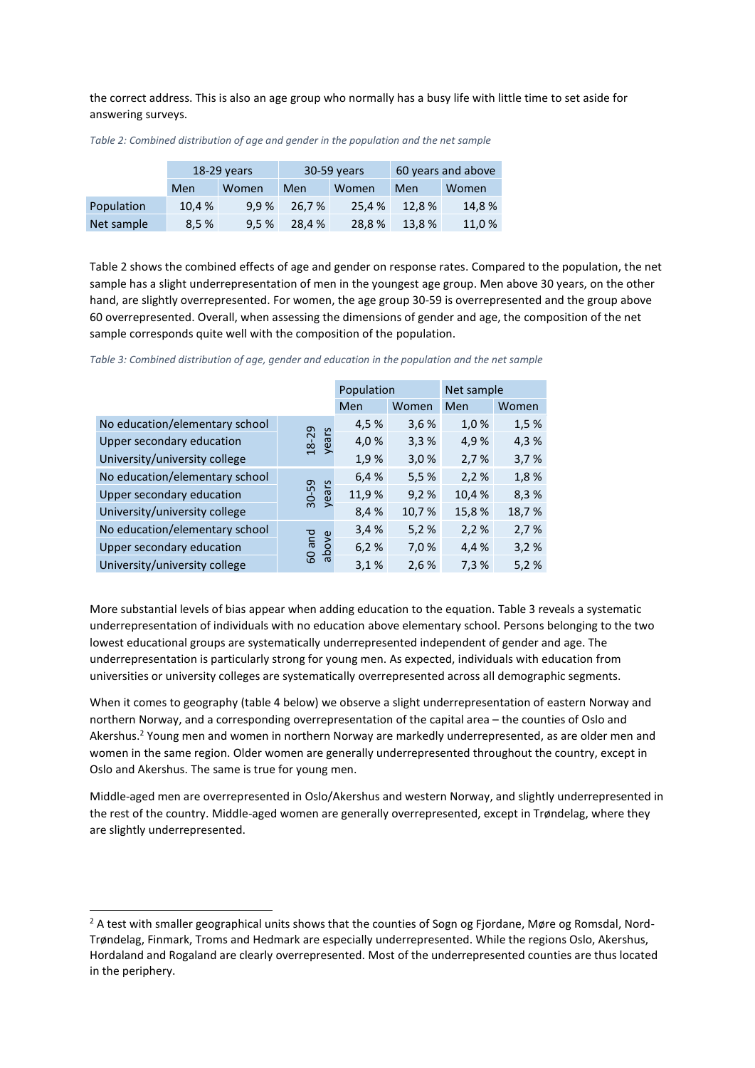the correct address. This is also an age group who normally has a busy life with little time to set aside for answering surveys.

*Table 2: Combined distribution of age and gender in the population and the net sample*

| | 18-29 years | | 30-59 years | | 60 years and above | |
|---|---|---|---|---|---|---|
| | Men | Women | Men | Women | Men | Women |
| Population | 10,4 % | 9,9 % | 26,7 % | 25,4 % | 12,8 % | 14,8 % |
| Net sample | 8,5 % | 9,5 % | 28,4 % | 28,8 % | 13,8 % | 11,0 % |

Table 2 shows the combined effects of age and gender on response rates. Compared to the population, the net sample has a slight underrepresentation of men in the youngest age group. Men above 30 years, on the other hand, are slightly overrepresented. For women, the age group 30-59 is overrepresented and the group above 60 overrepresented. Overall, when assessing the dimensions of gender and age, the composition of the net sample corresponds quite well with the composition of the population.

*Table 3: Combined distribution of age, gender and education in the population and the net sample*

| | | Population | | Net sample | |
|---|---|---|---|---|---|
| | | Men | Women | Men | Women |
| No education/elementary school | 18-29 years | 4,5 % | 3,6 % | 1,0 % | 1,5 % |
| Upper secondary education | 18-29 years | 4,0 % | 3,3 % | 4,9 % | 4,3 % |
| University/university college | 18-29 years | 1,9 % | 3,0 % | 2,7 % | 3,7 % |
| No education/elementary school | 30-59 years | 6,4 % | 5,5 % | 2,2 % | 1,8 % |
| Upper secondary education | 30-59 years | 11,9 % | 9,2 % | 10,4 % | 8,3 % |
| University/university college | 30-59 years | 8,4 % | 10,7 % | 15,8 % | 18,7 % |
| No education/elementary school | 60 and above | 3,4 % | 5,2 % | 2,2 % | 2,7 % |
| Upper secondary education | 60 and above | 6,2 % | 7,0 % | 4,4 % | 3,2 % |
| University/university college | 60 and above | 3,1 % | 2,6 % | 7,3 % | 5,2 % |

More substantial levels of bias appear when adding education to the equation. Table 3 reveals a systematic underrepresentation of individuals with no education above elementary school. Persons belonging to the two lowest educational groups are systematically underrepresented independent of gender and age. The underrepresentation is particularly strong for young men. As expected, individuals with education from universities or university colleges are systematically overrepresented across all demographic segments.

When it comes to geography (table 4 below) we observe a slight underrepresentation of eastern Norway and northern Norway, and a corresponding overrepresentation of the capital area – the counties of Oslo and Akershus.[2] Young men and women in northern Norway are markedly underrepresented, as are older men and women in the same region. Older women are generally underrepresented throughout the country, except in Oslo and Akershus. The same is true for young men.

Middle-aged men are overrepresented in Oslo/Akershus and western Norway, and slightly underrepresented in the rest of the country. Middle-aged women are generally overrepresented, except in Trøndelag, where they are slightly underrepresented.

[2] A test with smaller geographical units shows that the counties of Sogn og Fjordane, Møre og Romsdal, Nord-Trøndelag, Finmark, Troms and Hedmark are especially underrepresented. While the regions Oslo, Akershus, Hordaland and Rogaland are clearly overrepresented. Most of the underrepresented counties are thus located in the periphery.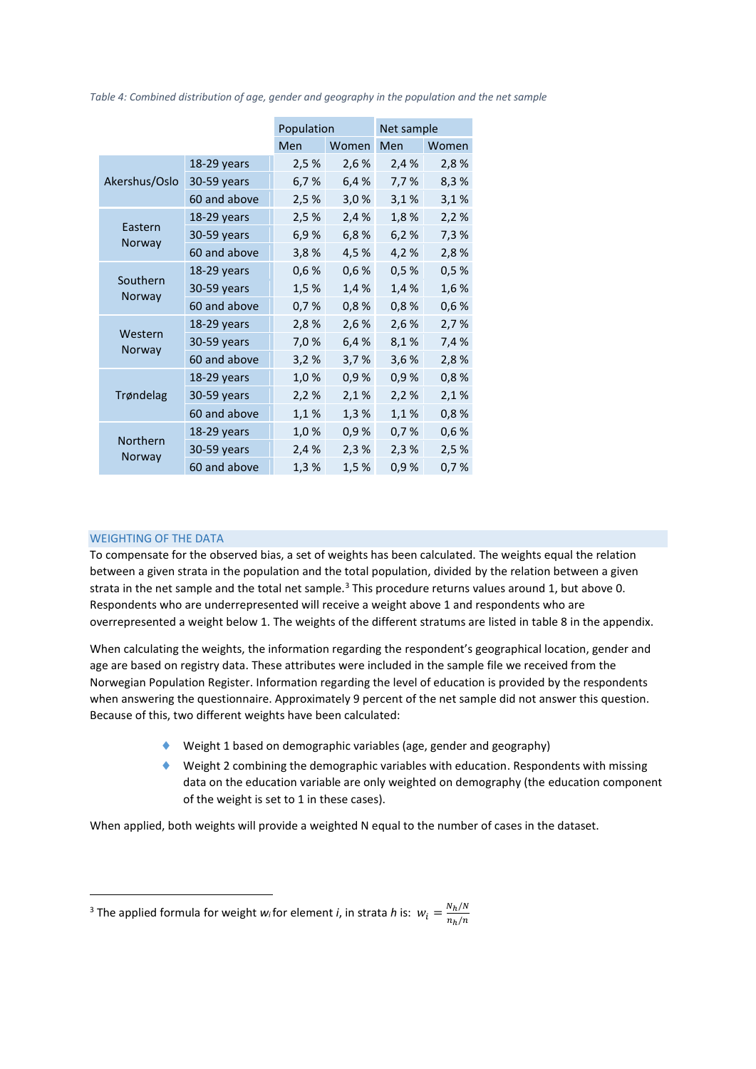*Table 4: Combined distribution of age, gender and geography in the population and the net sample*

| | | Population | | Net sample | |
|---|---|---|---|---|---|
| | | Men | Women | Men | Women |
| Akershus/Oslo | 18-29 years | 2,5 % | 2,6 % | 2,4 % | 2,8 % |
| | 30-59 years | 6,7 % | 6,4 % | 7,7 % | 8,3 % |
| | 60 and above | 2,5 % | 3,0 % | 3,1 % | 3,1 % |
| Eastern Norway | 18-29 years | 2,5 % | 2,4 % | 1,8 % | 2,2 % |
| | 30-59 years | 6,9 % | 6,8 % | 6,2 % | 7,3 % |
| | 60 and above | 3,8 % | 4,5 % | 4,2 % | 2,8 % |
| Southern Norway | 18-29 years | 0,6 % | 0,6 % | 0,5 % | 0,5 % |
| | 30-59 years | 1,5 % | 1,4 % | 1,4 % | 1,6 % |
| | 60 and above | 0,7 % | 0,8 % | 0,8 % | 0,6 % |
| Western Norway | 18-29 years | 2,8 % | 2,6 % | 2,6 % | 2,7 % |
| | 30-59 years | 7,0 % | 6,4 % | 8,1 % | 7,4 % |
| | 60 and above | 3,2 % | 3,7 % | 3,6 % | 2,8 % |
| Trøndelag | 18-29 years | 1,0 % | 0,9 % | 0,9 % | 0,8 % |
| | 30-59 years | 2,2 % | 2,1 % | 2,2 % | 2,1 % |
| | 60 and above | 1,1 % | 1,3 % | 1,1 % | 0,8 % |
| Northern Norway | 18-29 years | 1,0 % | 0,9 % | 0,7 % | 0,6 % |
| | 30-59 years | 2,4 % | 2,3 % | 2,3 % | 2,5 % |
| | 60 and above | 1,3 % | 1,5 % | 0,9 % | 0,7 % |

## WEIGHTING OF THE DATA

To compensate for the observed bias, a set of weights has been calculated. The weights equal the relation between a given strata in the population and the total population, divided by the relation between a given strata in the net sample and the total net sample.[3] This procedure returns values around 1, but above 0. Respondents who are underrepresented will receive a weight above 1 and respondents who are overrepresented a weight below 1. The weights of the different stratums are listed in table 8 in the appendix.

When calculating the weights, the information regarding the respondent's geographical location, gender and age are based on registry data. These attributes were included in the sample file we received from the Norwegian Population Register. Information regarding the level of education is provided by the respondents when answering the questionnaire. Approximately 9 percent of the net sample did not answer this question. Because of this, two different weights have been calculated:

- Weight 1 based on demographic variables (age, gender and geography)
- Weight 2 combining the demographic variables with education. Respondents with missing data on the education variable are only weighted on demography (the education component of the weight is set to 1 in these cases).

When applied, both weights will provide a weighted N equal to the number of cases in the dataset.

[3] The applied formula for weight $w_i$ for element *i*, in strata *h* is: $w_i = \frac{N_h/N}{n_h/n}$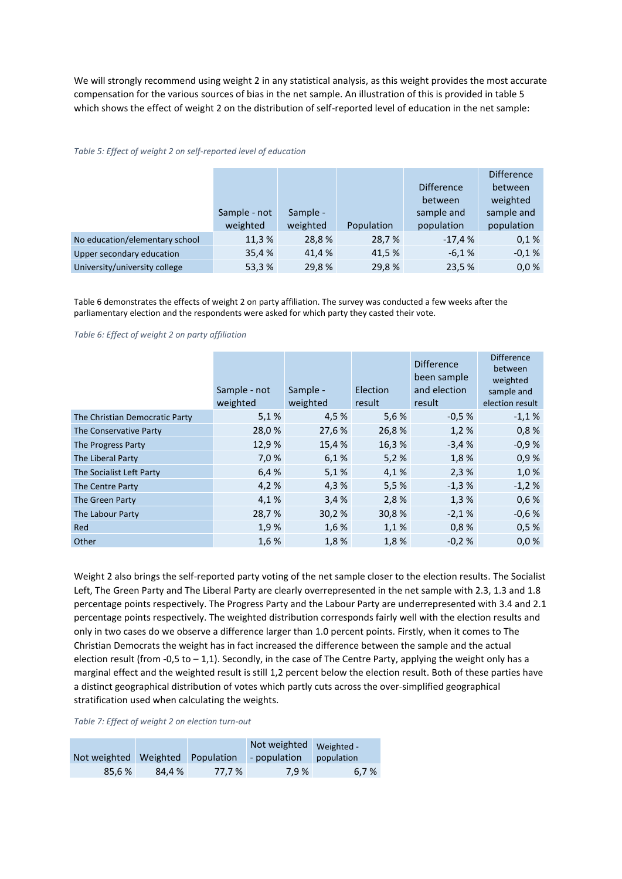We will strongly recommend using weight 2 in any statistical analysis, as this weight provides the most accurate compensation for the various sources of bias in the net sample. An illustration of this is provided in table 5 which shows the effect of weight 2 on the distribution of self-reported level of education in the net sample:

*Table 5: Effect of weight 2 on self-reported level of education*

| | Sample - not weighted | Sample - weighted | Population | Difference between sample and population | Difference between weighted sample and population |
|---|---|---|---|---|---|
| No education/elementary school | 11,3 % | 28,8 % | 28,7 % | -17,4 % | 0,1 % |
| Upper secondary education | 35,4 % | 41,4 % | 41,5 % | -6,1 % | -0,1 % |
| University/university college | 53,3 % | 29,8 % | 29,8 % | 23,5 % | 0,0 % |

Table 6 demonstrates the effects of weight 2 on party affiliation. The survey was conducted a few weeks after the parliamentary election and the respondents were asked for which party they casted their vote.

*Table 6: Effect of weight 2 on party affiliation*

| | Sample - not weighted | Sample - weighted | Election result | Difference been sample and election result | Difference between weighted sample and election result |
|---|---|---|---|---|---|
| The Christian Democratic Party | 5,1 % | 4,5 % | 5,6 % | -0,5 % | -1,1 % |
| The Conservative Party | 28,0 % | 27,6 % | 26,8 % | 1,2 % | 0,8 % |
| The Progress Party | 12,9 % | 15,4 % | 16,3 % | -3,4 % | -0,9 % |
| The Liberal Party | 7,0 % | 6,1 % | 5,2 % | 1,8 % | 0,9 % |
| The Socialist Left Party | 6,4 % | 5,1 % | 4,1 % | 2,3 % | 1,0 % |
| The Centre Party | 4,2 % | 4,3 % | 5,5 % | -1,3 % | -1,2 % |
| The Green Party | 4,1 % | 3,4 % | 2,8 % | 1,3 % | 0,6 % |
| The Labour Party | 28,7 % | 30,2 % | 30,8 % | -2,1 % | -0,6 % |
| Red | 1,9 % | 1,6 % | 1,1 % | 0,8 % | 0,5 % |
| Other | 1,6 % | 1,8 % | 1,8 % | -0,2 % | 0,0 % |

Weight 2 also brings the self-reported party voting of the net sample closer to the election results. The Socialist Left, The Green Party and The Liberal Party are clearly overrepresented in the net sample with 2.3, 1.3 and 1.8 percentage points respectively. The Progress Party and the Labour Party are underrepresented with 3.4 and 2.1 percentage points respectively. The weighted distribution corresponds fairly well with the election results and only in two cases do we observe a difference larger than 1.0 percent points. Firstly, when it comes to The Christian Democrats the weight has in fact increased the difference between the sample and the actual election result (from -0,5 to – 1,1). Secondly, in the case of The Centre Party, applying the weight only has a marginal effect and the weighted result is still 1,2 percent below the election result. Both of these parties have a distinct geographical distribution of votes which partly cuts across the over-simplified geographical stratification used when calculating the weights.

*Table 7: Effect of weight 2 on election turn-out*

| Not weighted | Weighted | Population | Not weighted - population | Weighted - population |
|---|---|---|---|---|
| 85,6 % | 84,4 % | 77,7 % | 7,9 % | 6,7 % |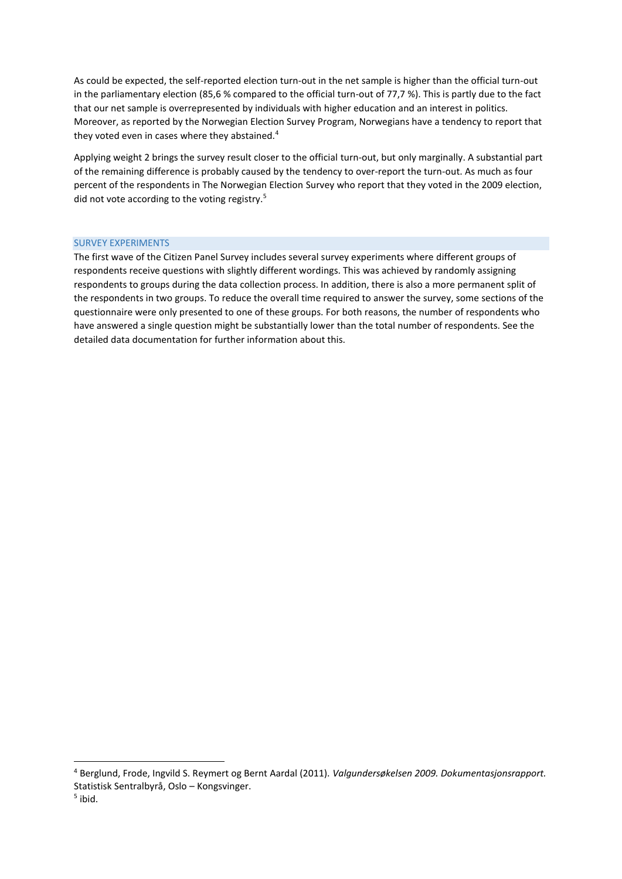As could be expected, the self-reported election turn-out in the net sample is higher than the official turn-out in the parliamentary election (85,6 % compared to the official turn-out of 77,7 %). This is partly due to the fact that our net sample is overrepresented by individuals with higher education and an interest in politics. Moreover, as reported by the Norwegian Election Survey Program, Norwegians have a tendency to report that they voted even in cases where they abstained.[4]

Applying weight 2 brings the survey result closer to the official turn-out, but only marginally. A substantial part of the remaining difference is probably caused by the tendency to over-report the turn-out. As much as four percent of the respondents in The Norwegian Election Survey who report that they voted in the 2009 election, did not vote according to the voting registry.[5]

## SURVEY EXPERIMENTS

The first wave of the Citizen Panel Survey includes several survey experiments where different groups of respondents receive questions with slightly different wordings. This was achieved by randomly assigning respondents to groups during the data collection process. In addition, there is also a more permanent split of the respondents in two groups. To reduce the overall time required to answer the survey, some sections of the questionnaire were only presented to one of these groups. For both reasons, the number of respondents who have answered a single question might be substantially lower than the total number of respondents. See the detailed data documentation for further information about this.

---

[4] Berglund, Frode, Ingvild S. Reymert og Bernt Aardal (2011). *Valgundersøkelsen 2009. Dokumentasjonsrapport.* Statistisk Sentralbyrå, Oslo – Kongsvinger.

[5] ibid.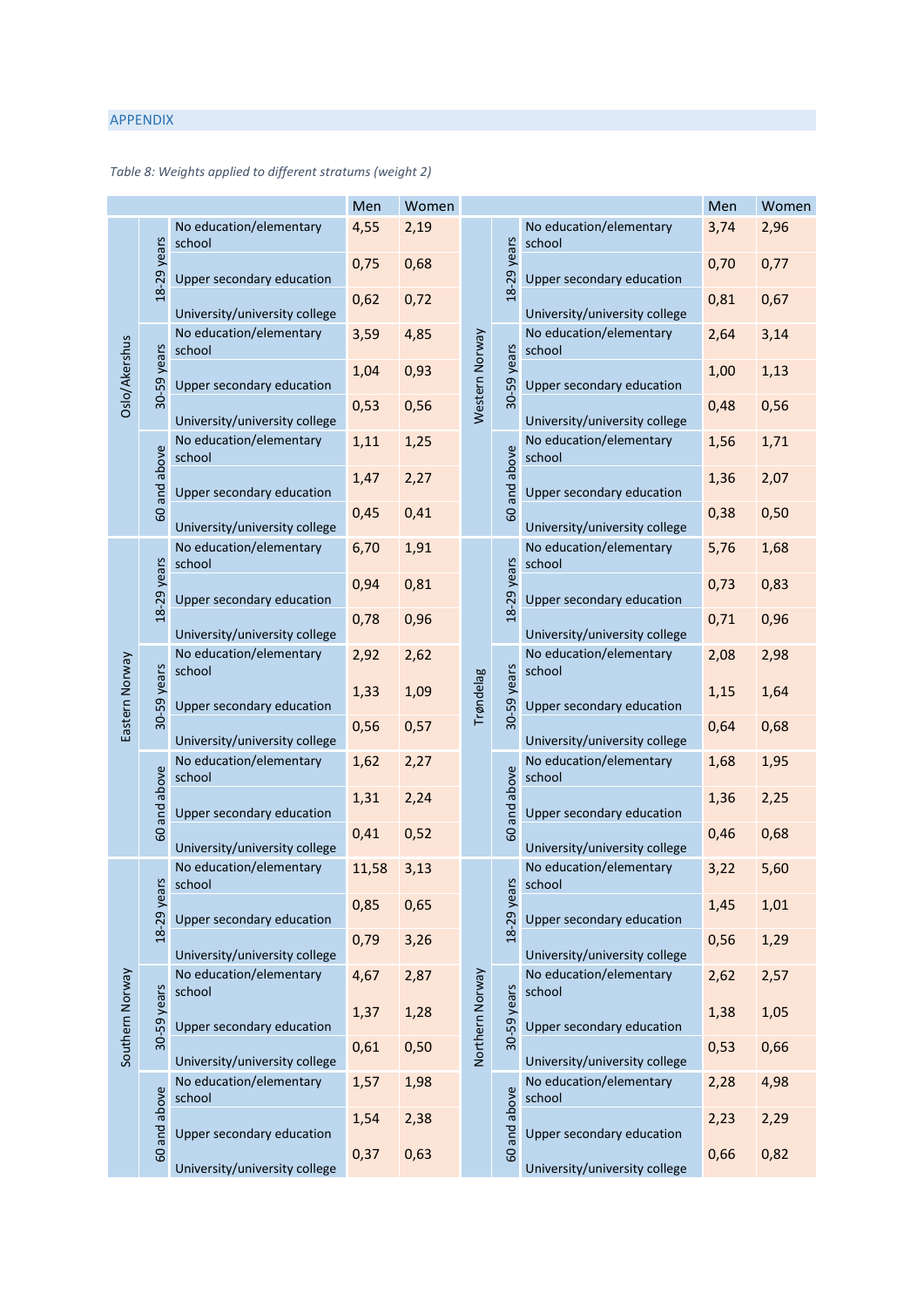## APPENDIX

*Table 8: Weights applied to different stratums (weight 2)*

| | | | Men | Women | | | | Men | Women |
|---|---|---|---|---|---|---|---|---|---|
| Oslo/Akershus | 18-29 years | No education/elementary school | 4,55 | 2,19 | Western Norway | 18-29 years | No education/elementary school | 3,74 | 2,96 |
| | | Upper secondary education | 0,75 | 0,68 | | | Upper secondary education | 0,70 | 0,77 |
| | | University/university college | 0,62 | 0,72 | | | University/university college | 0,81 | 0,67 |
| | 30-59 years | No education/elementary school | 3,59 | 4,85 | | 30-59 years | No education/elementary school | 2,64 | 3,14 |
| | | Upper secondary education | 1,04 | 0,93 | | | Upper secondary education | 1,00 | 1,13 |
| | | University/university college | 0,53 | 0,56 | | | University/university college | 0,48 | 0,56 |
| | 60 and above | No education/elementary school | 1,11 | 1,25 | | 60 and above | No education/elementary school | 1,56 | 1,71 |
| | | Upper secondary education | 1,47 | 2,27 | | | Upper secondary education | 1,36 | 2,07 |
| | | University/university college | 0,45 | 0,41 | | | University/university college | 0,38 | 0,50 |
| Eastern Norway | 18-29 years | No education/elementary school | 6,70 | 1,91 | Trøndelag | 18-29 years | No education/elementary school | 5,76 | 1,68 |
| | | Upper secondary education | 0,94 | 0,81 | | | Upper secondary education | 0,73 | 0,83 |
| | | University/university college | 0,78 | 0,96 | | | University/university college | 0,71 | 0,96 |
| | 30-59 years | No education/elementary school | 2,92 | 2,62 | | 30-59 years | No education/elementary school | 2,08 | 2,98 |
| | | Upper secondary education | 1,33 | 1,09 | | | Upper secondary education | 1,15 | 1,64 |
| | | University/university college | 0,56 | 0,57 | | | University/university college | 0,64 | 0,68 |
| | 60 and above | No education/elementary school | 1,62 | 2,27 | | 60 and above | No education/elementary school | 1,68 | 1,95 |
| | | Upper secondary education | 1,31 | 2,24 | | | Upper secondary education | 1,36 | 2,25 |
| | | University/university college | 0,41 | 0,52 | | | University/university college | 0,46 | 0,68 |
| Southern Norway | 18-29 years | No education/elementary school | 11,58 | 3,13 | Northern Norway | 18-29 years | No education/elementary school | 3,22 | 5,60 |
| | | Upper secondary education | 0,85 | 0,65 | | | Upper secondary education | 1,45 | 1,01 |
| | | University/university college | 0,79 | 3,26 | | | University/university college | 0,56 | 1,29 |
| | 30-59 years | No education/elementary school | 4,67 | 2,87 | | 30-59 years | No education/elementary school | 2,62 | 2,57 |
| | | Upper secondary education | 1,37 | 1,28 | | | Upper secondary education | 1,38 | 1,05 |
| | | University/university college | 0,61 | 0,50 | | | University/university college | 0,53 | 0,66 |
| | 60 and above | No education/elementary school | 1,57 | 1,98 | | 60 and above | No education/elementary school | 2,28 | 4,98 |
| | | Upper secondary education | 1,54 | 2,38 | | | Upper secondary education | 2,23 | 2,29 |
| | | University/university college | 0,37 | 0,63 | | | University/university college | 0,66 | 0,82 |